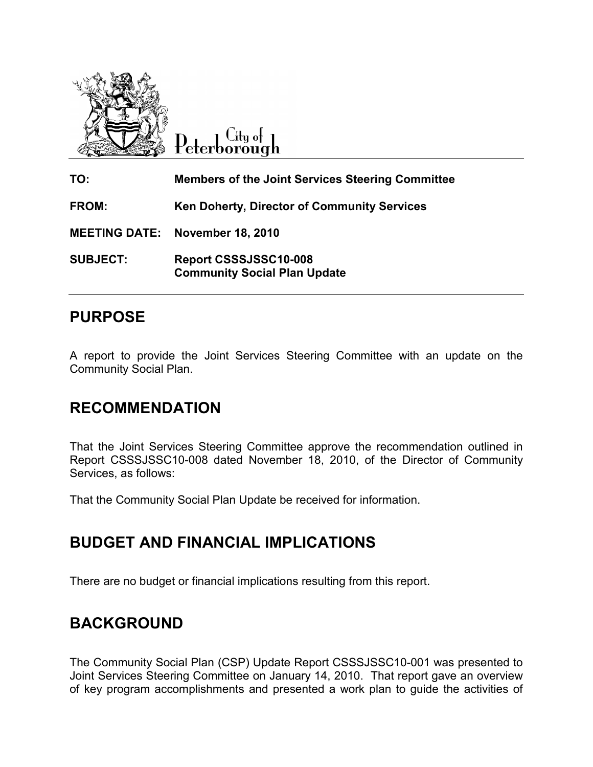City of Peterborough

**TO:** Members of the Joint Services Steering Committee

**FROM:** Ken Doherty, Director of Community Services

**MEETING DATE:** November 18, 2010

**SUBJECT:** Report CSSSJSSC10-008
Community Social Plan Update

## PURPOSE

A report to provide the Joint Services Steering Committee with an update on the Community Social Plan.

## RECOMMENDATION

That the Joint Services Steering Committee approve the recommendation outlined in Report CSSSJSSC10-008 dated November 18, 2010, of the Director of Community Services, as follows:

That the Community Social Plan Update be received for information.

## BUDGET AND FINANCIAL IMPLICATIONS

There are no budget or financial implications resulting from this report.

## BACKGROUND

The Community Social Plan (CSP) Update Report CSSSJSSC10-001 was presented to Joint Services Steering Committee on January 14, 2010. That report gave an overview of key program accomplishments and presented a work plan to guide the activities of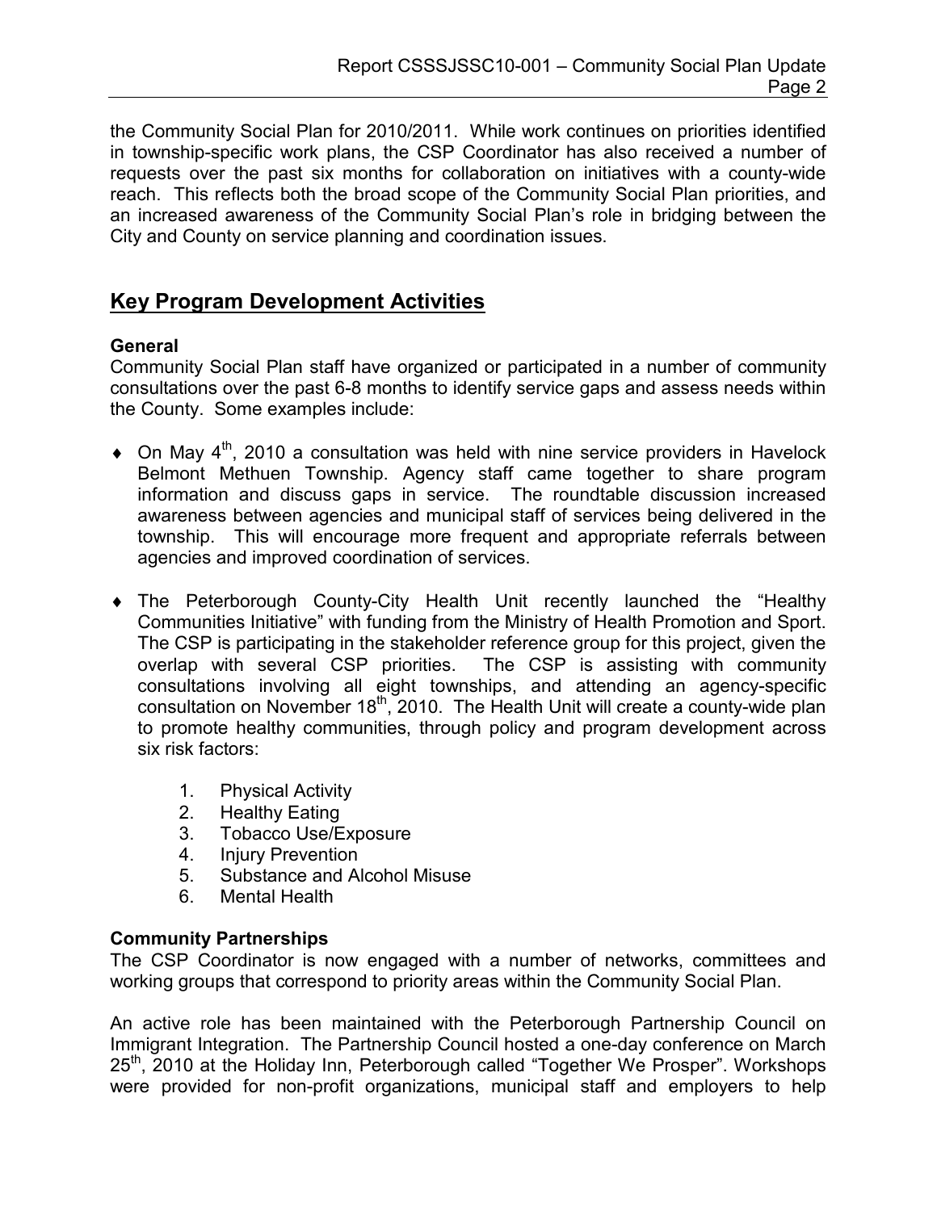the Community Social Plan for 2010/2011. While work continues on priorities identified in township-specific work plans, the CSP Coordinator has also received a number of requests over the past six months for collaboration on initiatives with a county-wide reach. This reflects both the broad scope of the Community Social Plan priorities, and an increased awareness of the Community Social Plan's role in bridging between the City and County on service planning and coordination issues.

## Key Program Development Activities

**General**

Community Social Plan staff have organized or participated in a number of community consultations over the past 6-8 months to identify service gaps and assess needs within the County. Some examples include:

- On May 4th, 2010 a consultation was held with nine service providers in Havelock Belmont Methuen Township. Agency staff came together to share program information and discuss gaps in service. The roundtable discussion increased awareness between agencies and municipal staff of services being delivered in the township. This will encourage more frequent and appropriate referrals between agencies and improved coordination of services.

- The Peterborough County-City Health Unit recently launched the "Healthy Communities Initiative" with funding from the Ministry of Health Promotion and Sport. The CSP is participating in the stakeholder reference group for this project, given the overlap with several CSP priorities. The CSP is assisting with community consultations involving all eight townships, and attending an agency-specific consultation on November 18th, 2010. The Health Unit will create a county-wide plan to promote healthy communities, through policy and program development across six risk factors:

    1. Physical Activity
    2. Healthy Eating
    3. Tobacco Use/Exposure
    4. Injury Prevention
    5. Substance and Alcohol Misuse
    6. Mental Health

**Community Partnerships**

The CSP Coordinator is now engaged with a number of networks, committees and working groups that correspond to priority areas within the Community Social Plan.

An active role has been maintained with the Peterborough Partnership Council on Immigrant Integration. The Partnership Council hosted a one-day conference on March 25th, 2010 at the Holiday Inn, Peterborough called "Together We Prosper". Workshops were provided for non-profit organizations, municipal staff and employers to help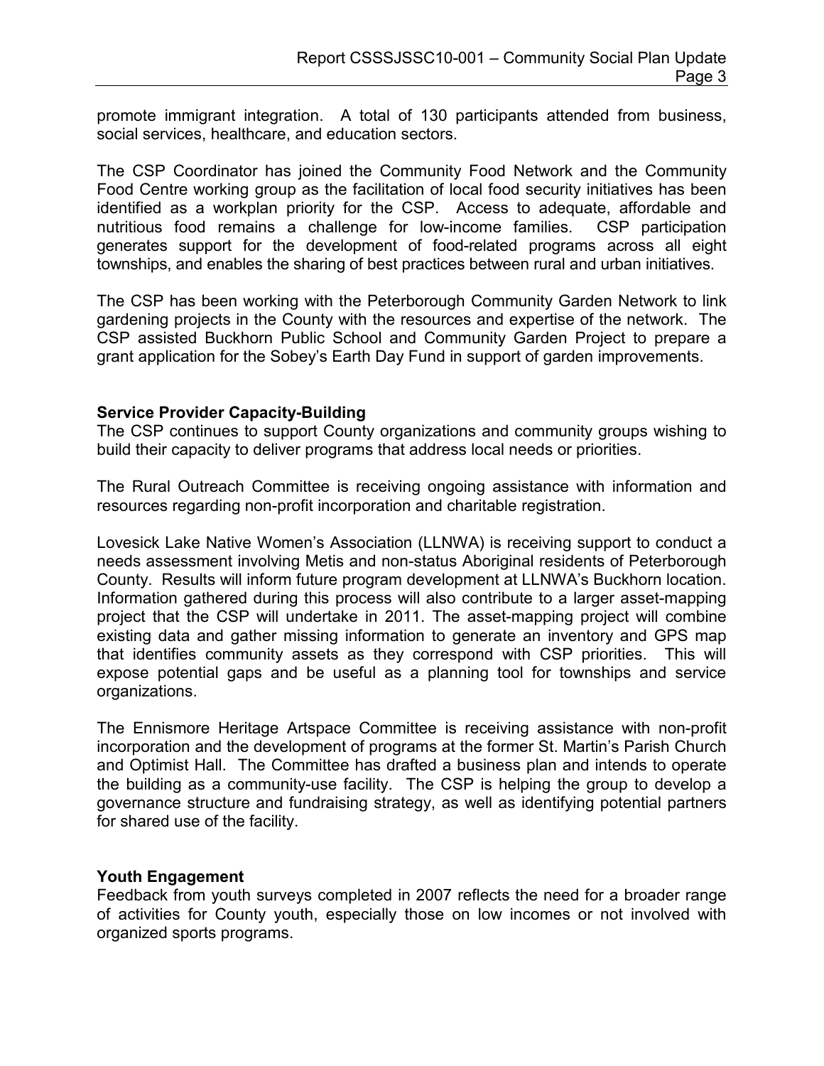promote immigrant integration. A total of 130 participants attended from business, social services, healthcare, and education sectors.

The CSP Coordinator has joined the Community Food Network and the Community Food Centre working group as the facilitation of local food security initiatives has been identified as a workplan priority for the CSP. Access to adequate, affordable and nutritious food remains a challenge for low-income families. CSP participation generates support for the development of food-related programs across all eight townships, and enables the sharing of best practices between rural and urban initiatives.

The CSP has been working with the Peterborough Community Garden Network to link gardening projects in the County with the resources and expertise of the network. The CSP assisted Buckhorn Public School and Community Garden Project to prepare a grant application for the Sobey's Earth Day Fund in support of garden improvements.

**Service Provider Capacity-Building**

The CSP continues to support County organizations and community groups wishing to build their capacity to deliver programs that address local needs or priorities.

The Rural Outreach Committee is receiving ongoing assistance with information and resources regarding non-profit incorporation and charitable registration.

Lovesick Lake Native Women's Association (LLNWA) is receiving support to conduct a needs assessment involving Metis and non-status Aboriginal residents of Peterborough County. Results will inform future program development at LLNWA's Buckhorn location. Information gathered during this process will also contribute to a larger asset-mapping project that the CSP will undertake in 2011. The asset-mapping project will combine existing data and gather missing information to generate an inventory and GPS map that identifies community assets as they correspond with CSP priorities. This will expose potential gaps and be useful as a planning tool for townships and service organizations.

The Ennismore Heritage Artspace Committee is receiving assistance with non-profit incorporation and the development of programs at the former St. Martin's Parish Church and Optimist Hall. The Committee has drafted a business plan and intends to operate the building as a community-use facility. The CSP is helping the group to develop a governance structure and fundraising strategy, as well as identifying potential partners for shared use of the facility.

**Youth Engagement**

Feedback from youth surveys completed in 2007 reflects the need for a broader range of activities for County youth, especially those on low incomes or not involved with organized sports programs.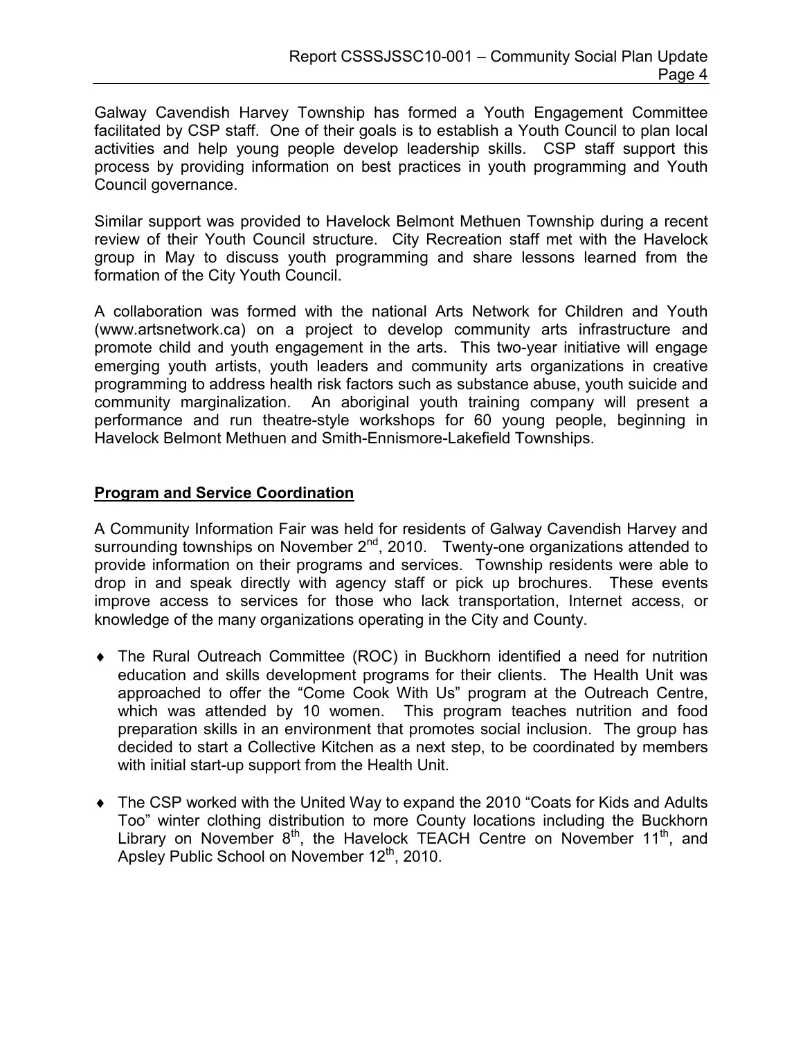Galway Cavendish Harvey Township has formed a Youth Engagement Committee facilitated by CSP staff. One of their goals is to establish a Youth Council to plan local activities and help young people develop leadership skills. CSP staff support this process by providing information on best practices in youth programming and Youth Council governance.

Similar support was provided to Havelock Belmont Methuen Township during a recent review of their Youth Council structure. City Recreation staff met with the Havelock group in May to discuss youth programming and share lessons learned from the formation of the City Youth Council.

A collaboration was formed with the national Arts Network for Children and Youth (www.artsnetwork.ca) on a project to develop community arts infrastructure and promote child and youth engagement in the arts. This two-year initiative will engage emerging youth artists, youth leaders and community arts organizations in creative programming to address health risk factors such as substance abuse, youth suicide and community marginalization. An aboriginal youth training company will present a performance and run theatre-style workshops for 60 young people, beginning in Havelock Belmont Methuen and Smith-Ennismore-Lakefield Townships.

## Program and Service Coordination

A Community Information Fair was held for residents of Galway Cavendish Harvey and surrounding townships on November 2nd, 2010. Twenty-one organizations attended to provide information on their programs and services. Township residents were able to drop in and speak directly with agency staff or pick up brochures. These events improve access to services for those who lack transportation, Internet access, or knowledge of the many organizations operating in the City and County.

- The Rural Outreach Committee (ROC) in Buckhorn identified a need for nutrition education and skills development programs for their clients. The Health Unit was approached to offer the "Come Cook With Us" program at the Outreach Centre, which was attended by 10 women. This program teaches nutrition and food preparation skills in an environment that promotes social inclusion. The group has decided to start a Collective Kitchen as a next step, to be coordinated by members with initial start-up support from the Health Unit.

- The CSP worked with the United Way to expand the 2010 "Coats for Kids and Adults Too" winter clothing distribution to more County locations including the Buckhorn Library on November 8th, the Havelock TEACH Centre on November 11th, and Apsley Public School on November 12th, 2010.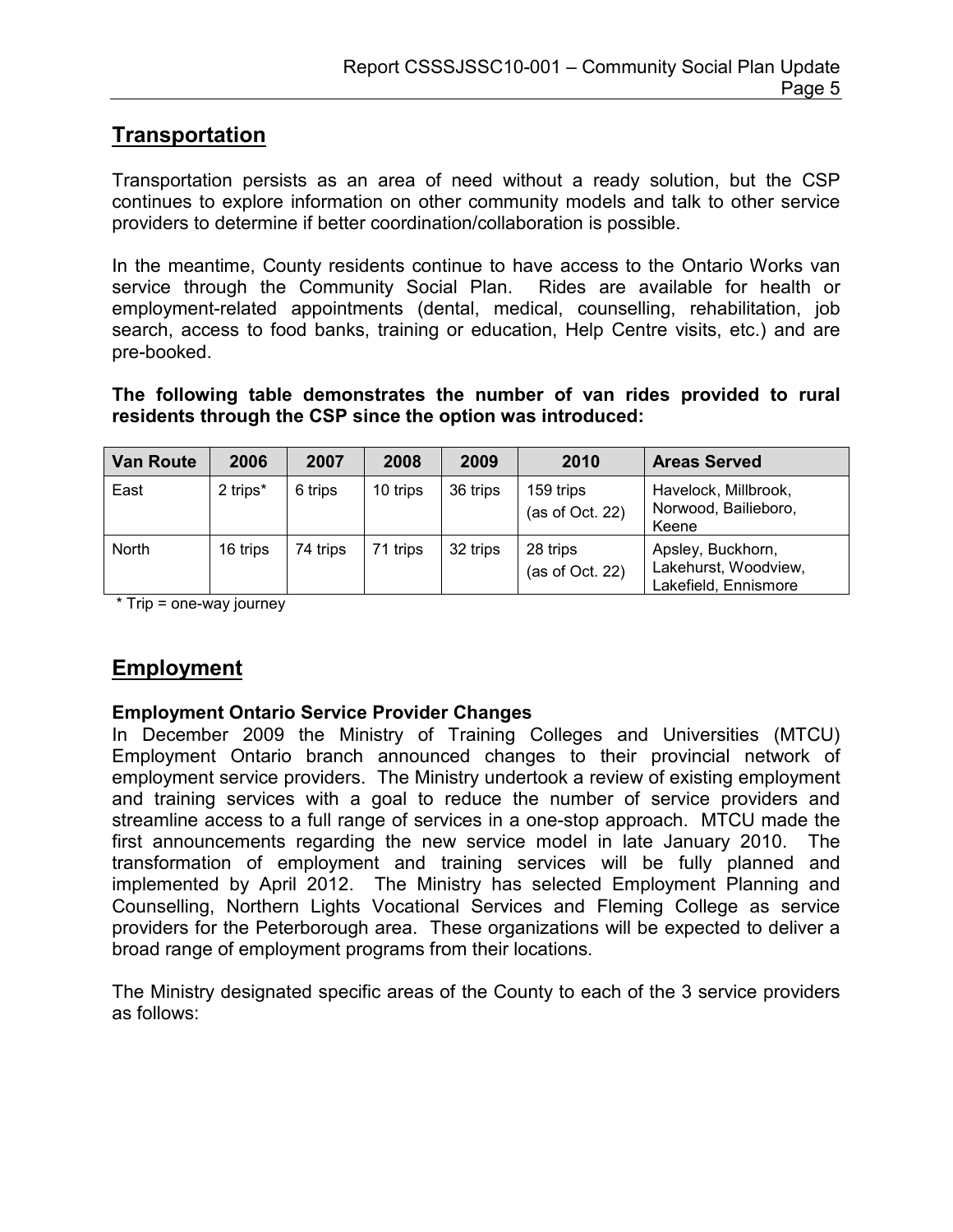## Transportation

Transportation persists as an area of need without a ready solution, but the CSP continues to explore information on other community models and talk to other service providers to determine if better coordination/collaboration is possible.

In the meantime, County residents continue to have access to the Ontario Works van service through the Community Social Plan. Rides are available for health or employment-related appointments (dental, medical, counselling, rehabilitation, job search, access to food banks, training or education, Help Centre visits, etc.) and are pre-booked.

**The following table demonstrates the number of van rides provided to rural residents through the CSP since the option was introduced:**

| Van Route | 2006 | 2007 | 2008 | 2009 | 2010 | Areas Served |
|---|---|---|---|---|---|---|
| East | 2 trips* | 6 trips | 10 trips | 36 trips | 159 trips (as of Oct. 22) | Havelock, Millbrook, Norwood, Bailieboro, Keene |
| North | 16 trips | 74 trips | 71 trips | 32 trips | 28 trips (as of Oct. 22) | Apsley, Buckhorn, Lakehurst, Woodview, Lakefield, Ennismore |

\* Trip = one-way journey

## Employment

### Employment Ontario Service Provider Changes

In December 2009 the Ministry of Training Colleges and Universities (MTCU) Employment Ontario branch announced changes to their provincial network of employment service providers. The Ministry undertook a review of existing employment and training services with a goal to reduce the number of service providers and streamline access to a full range of services in a one-stop approach. MTCU made the first announcements regarding the new service model in late January 2010. The transformation of employment and training services will be fully planned and implemented by April 2012. The Ministry has selected Employment Planning and Counselling, Northern Lights Vocational Services and Fleming College as service providers for the Peterborough area. These organizations will be expected to deliver a broad range of employment programs from their locations.

The Ministry designated specific areas of the County to each of the 3 service providers as follows: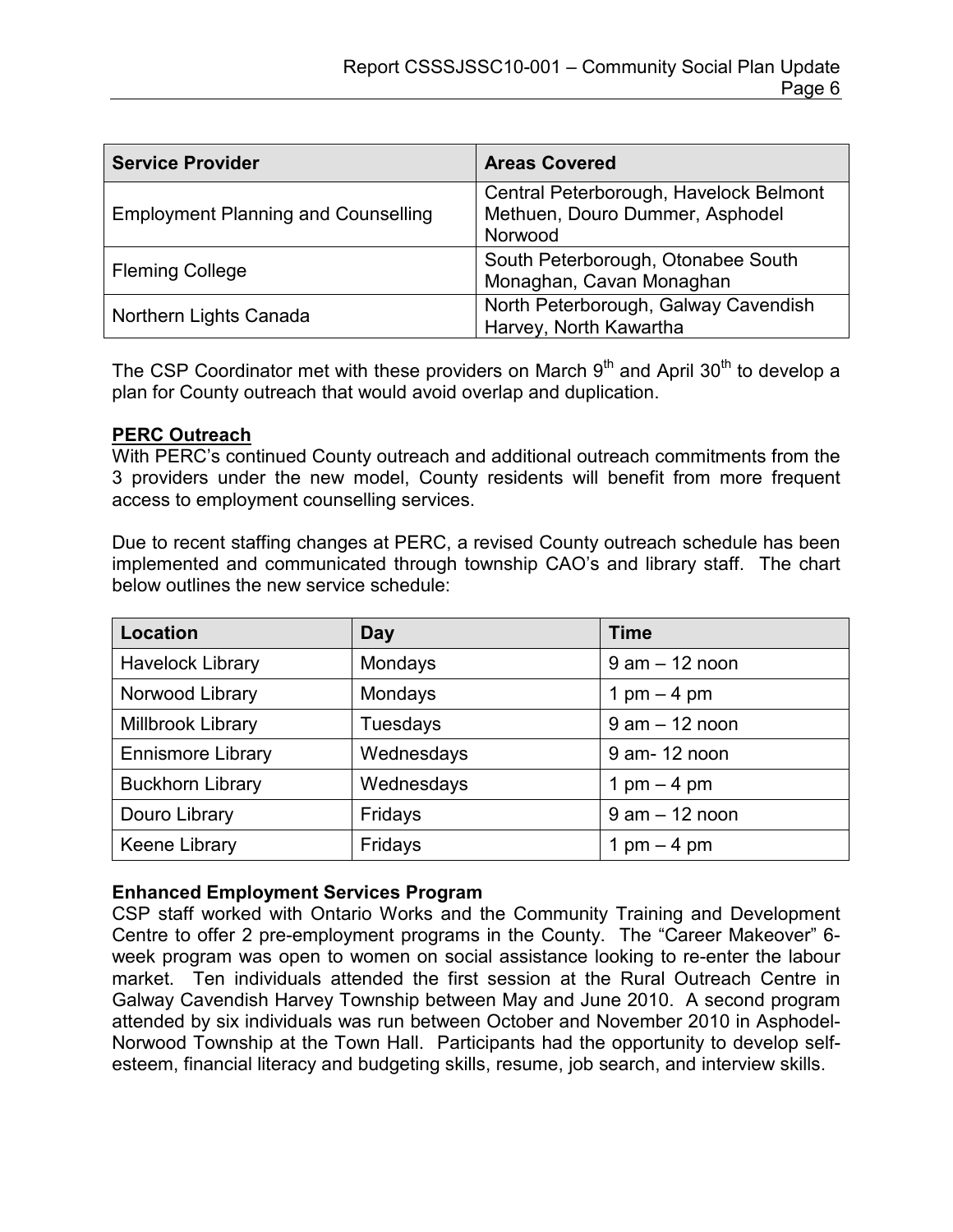| Service Provider | Areas Covered |
| --- | --- |
| Employment Planning and Counselling | Central Peterborough, Havelock Belmont Methuen, Douro Dummer, Asphodel Norwood |
| Fleming College | South Peterborough, Otonabee South Monaghan, Cavan Monaghan |
| Northern Lights Canada | North Peterborough, Galway Cavendish Harvey, North Kawartha |

The CSP Coordinator met with these providers on March 9th and April 30th to develop a plan for County outreach that would avoid overlap and duplication.

**PERC Outreach**

With PERC's continued County outreach and additional outreach commitments from the 3 providers under the new model, County residents will benefit from more frequent access to employment counselling services.

Due to recent staffing changes at PERC, a revised County outreach schedule has been implemented and communicated through township CAO's and library staff. The chart below outlines the new service schedule:

| Location | Day | Time |
| --- | --- | --- |
| Havelock Library | Mondays | 9 am – 12 noon |
| Norwood Library | Mondays | 1 pm – 4 pm |
| Millbrook Library | Tuesdays | 9 am – 12 noon |
| Ennismore Library | Wednesdays | 9 am- 12 noon |
| Buckhorn Library | Wednesdays | 1 pm – 4 pm |
| Douro Library | Fridays | 9 am – 12 noon |
| Keene Library | Fridays | 1 pm – 4 pm |

**Enhanced Employment Services Program**

CSP staff worked with Ontario Works and the Community Training and Development Centre to offer 2 pre-employment programs in the County. The "Career Makeover" 6-week program was open to women on social assistance looking to re-enter the labour market. Ten individuals attended the first session at the Rural Outreach Centre in Galway Cavendish Harvey Township between May and June 2010. A second program attended by six individuals was run between October and November 2010 in Asphodel-Norwood Township at the Town Hall. Participants had the opportunity to develop self-esteem, financial literacy and budgeting skills, resume, job search, and interview skills.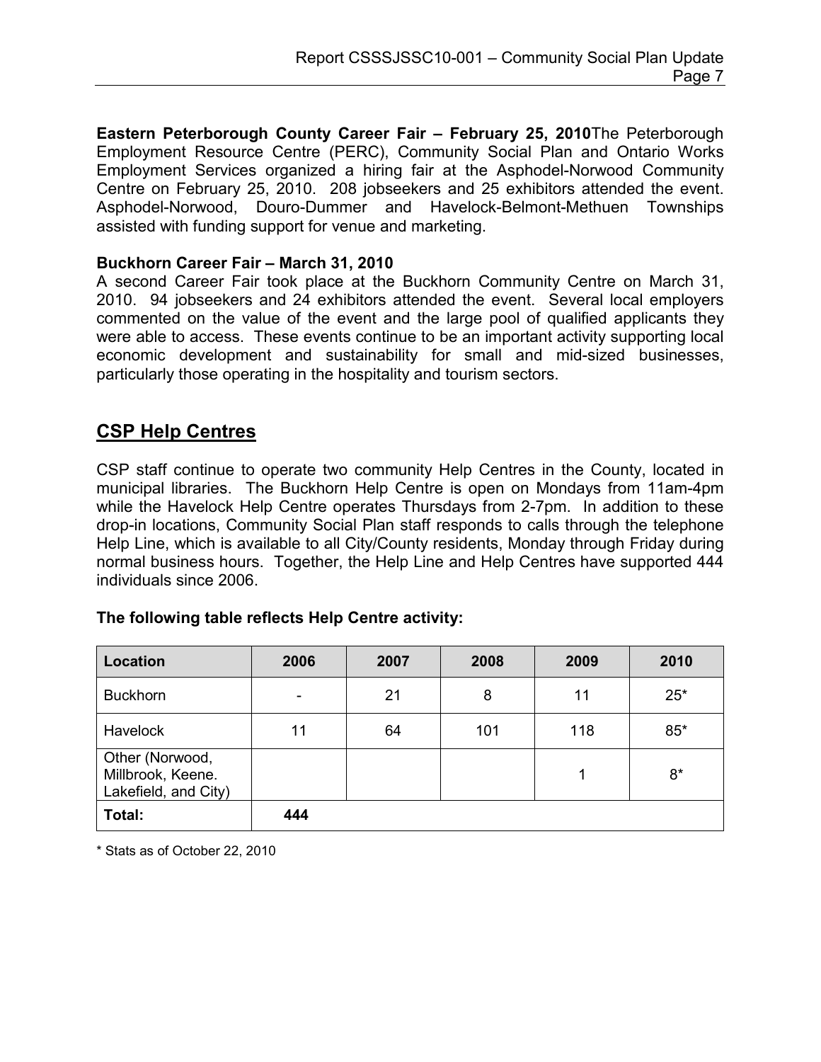**Eastern Peterborough County Career Fair – February 25, 2010**The Peterborough Employment Resource Centre (PERC), Community Social Plan and Ontario Works Employment Services organized a hiring fair at the Asphodel-Norwood Community Centre on February 25, 2010. 208 jobseekers and 25 exhibitors attended the event. Asphodel-Norwood, Douro-Dummer and Havelock-Belmont-Methuen Townships assisted with funding support for venue and marketing.

**Buckhorn Career Fair – March 31, 2010**

A second Career Fair took place at the Buckhorn Community Centre on March 31, 2010. 94 jobseekers and 24 exhibitors attended the event. Several local employers commented on the value of the event and the large pool of qualified applicants they were able to access. These events continue to be an important activity supporting local economic development and sustainability for small and mid-sized businesses, particularly those operating in the hospitality and tourism sectors.

## CSP Help Centres

CSP staff continue to operate two community Help Centres in the County, located in municipal libraries. The Buckhorn Help Centre is open on Mondays from 11am-4pm while the Havelock Help Centre operates Thursdays from 2-7pm. In addition to these drop-in locations, Community Social Plan staff responds to calls through the telephone Help Line, which is available to all City/County residents, Monday through Friday during normal business hours. Together, the Help Line and Help Centres have supported 444 individuals since 2006.

**The following table reflects Help Centre activity:**

| Location | 2006 | 2007 | 2008 | 2009 | 2010 |
|---|---|---|---|---|---|
| Buckhorn | - | 21 | 8 | 11 | 25* |
| Havelock | 11 | 64 | 101 | 118 | 85* |
| Other (Norwood, Millbrook, Keene. Lakefield, and City) | | | | 1 | 8* |
| **Total:** | **444** | | | | |

* Stats as of October 22, 2010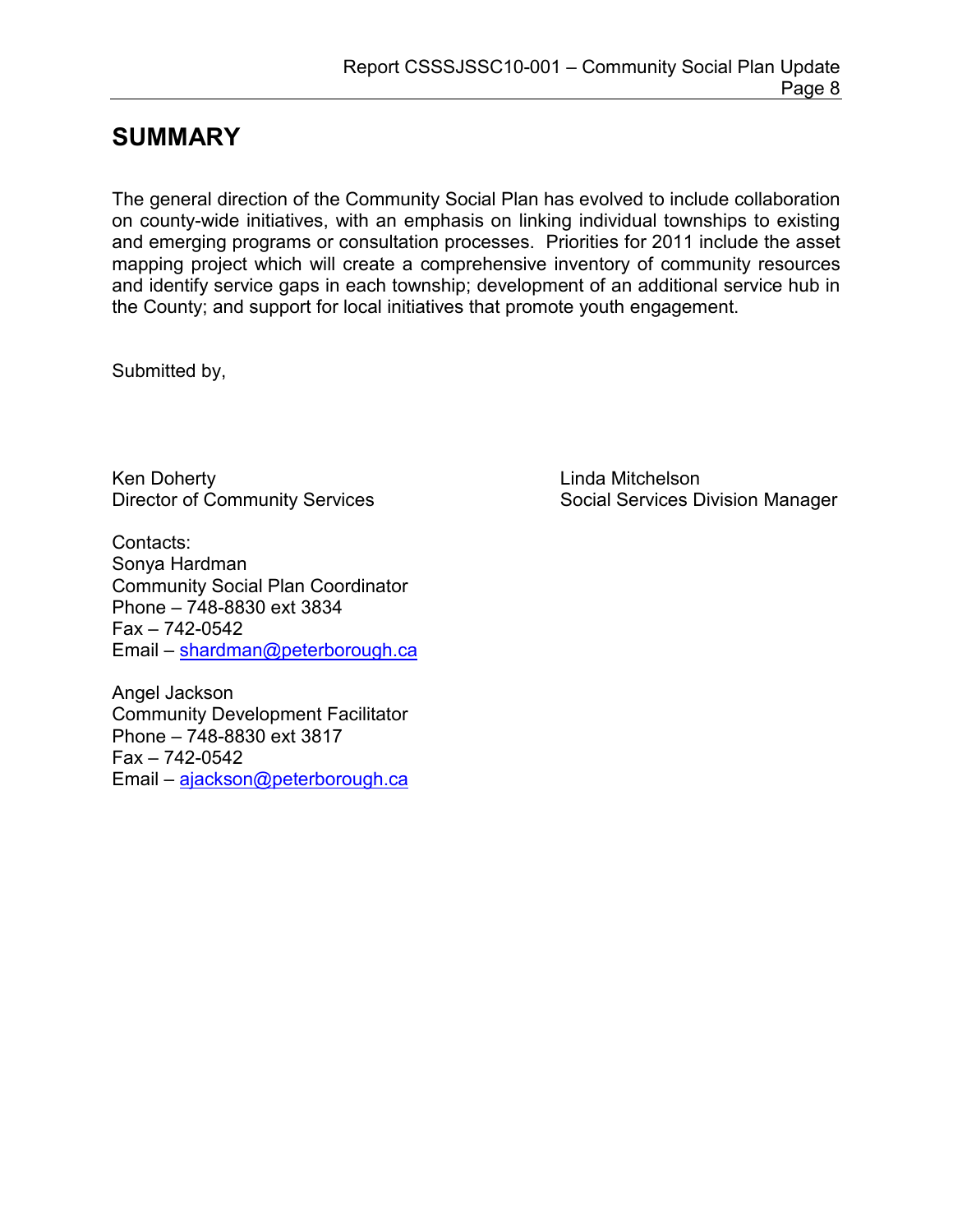## SUMMARY

The general direction of the Community Social Plan has evolved to include collaboration on county-wide initiatives, with an emphasis on linking individual townships to existing and emerging programs or consultation processes. Priorities for 2011 include the asset mapping project which will create a comprehensive inventory of community resources and identify service gaps in each township; development of an additional service hub in the County; and support for local initiatives that promote youth engagement.

Submitted by,

Ken Doherty
Director of Community Services

Linda Mitchelson
Social Services Division Manager

Contacts:
Sonya Hardman
Community Social Plan Coordinator
Phone – 748-8830 ext 3834
Fax – 742-0542
Email – shardman@peterborough.ca

Angel Jackson
Community Development Facilitator
Phone – 748-8830 ext 3817
Fax – 742-0542
Email – ajackson@peterborough.ca